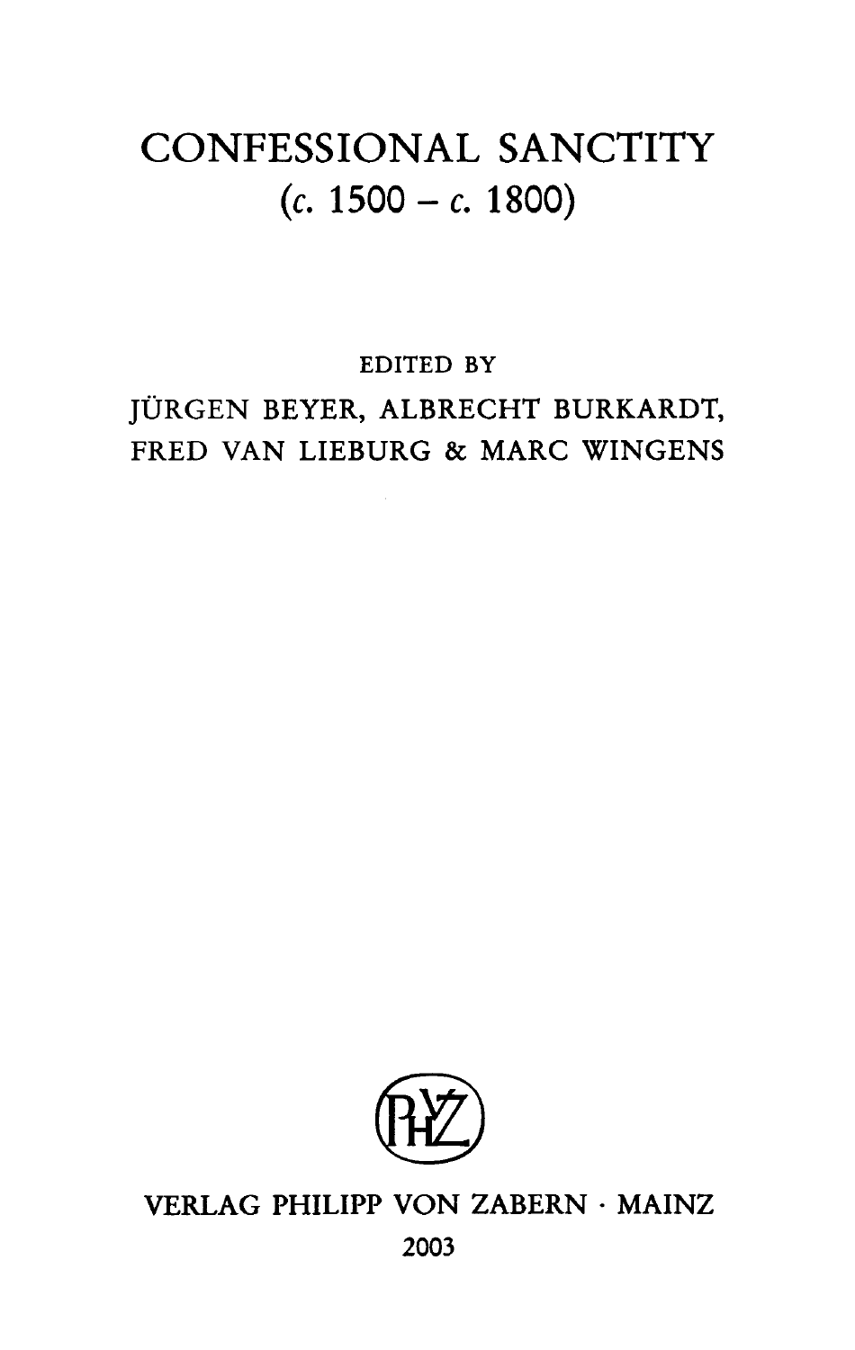# CONFESSIONAL SANCTITY
## (*c.* 1500 – *c.* 1800)

EDITED BY

JÜRGEN BEYER, ALBRECHT BURKARDT,
FRED VAN LIEBURG & MARC WINGENS

VERLAG PHILIPP VON ZABERN · MAINZ

2003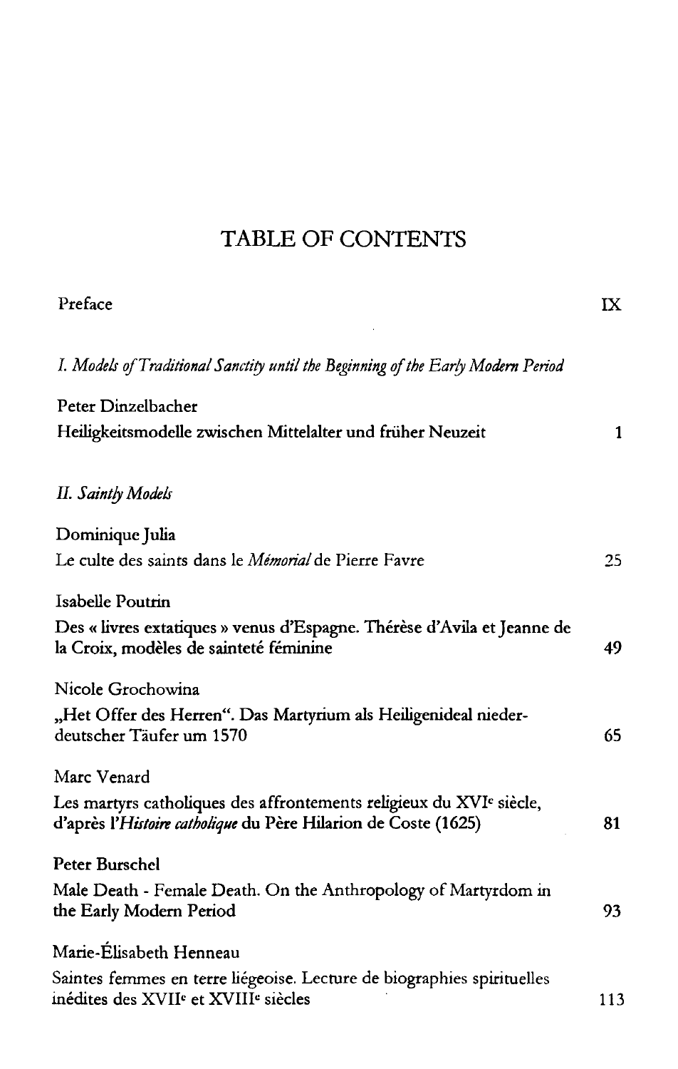# TABLE OF CONTENTS

Preface IX

*I. Models of Traditional Sanctity until the Beginning of the Early Modern Period*

Peter Dinzelbacher
Heiligkeitsmodelle zwischen Mittelalter und früher Neuzeit 1

*II. Saintly Models*

Dominique Julia
Le culte des saints dans le *Mémorial* de Pierre Favre 25

Isabelle Poutrin
Des « livres extatiques » venus d'Espagne. Thérèse d'Avila et Jeanne de la Croix, modèles de sainteté féminine 49

Nicole Grochowina
„Het Offer des Herren". Das Martyrium als Heiligenideal niederdeutscher Täufer um 1570 65

Marc Venard
Les martyrs catholiques des affrontements religieux du XVI[e] siècle, d'après l'*Histoire catholique* du Père Hilarion de Coste (1625) 81

Peter Burschel
Male Death - Female Death. On the Anthropology of Martyrdom in the Early Modern Period 93

Marie-Élisabeth Henneau
Saintes femmes en terre liégeoise. Lecture de biographies spirituelles inédites des XVII[e] et XVIII[e] siècles 113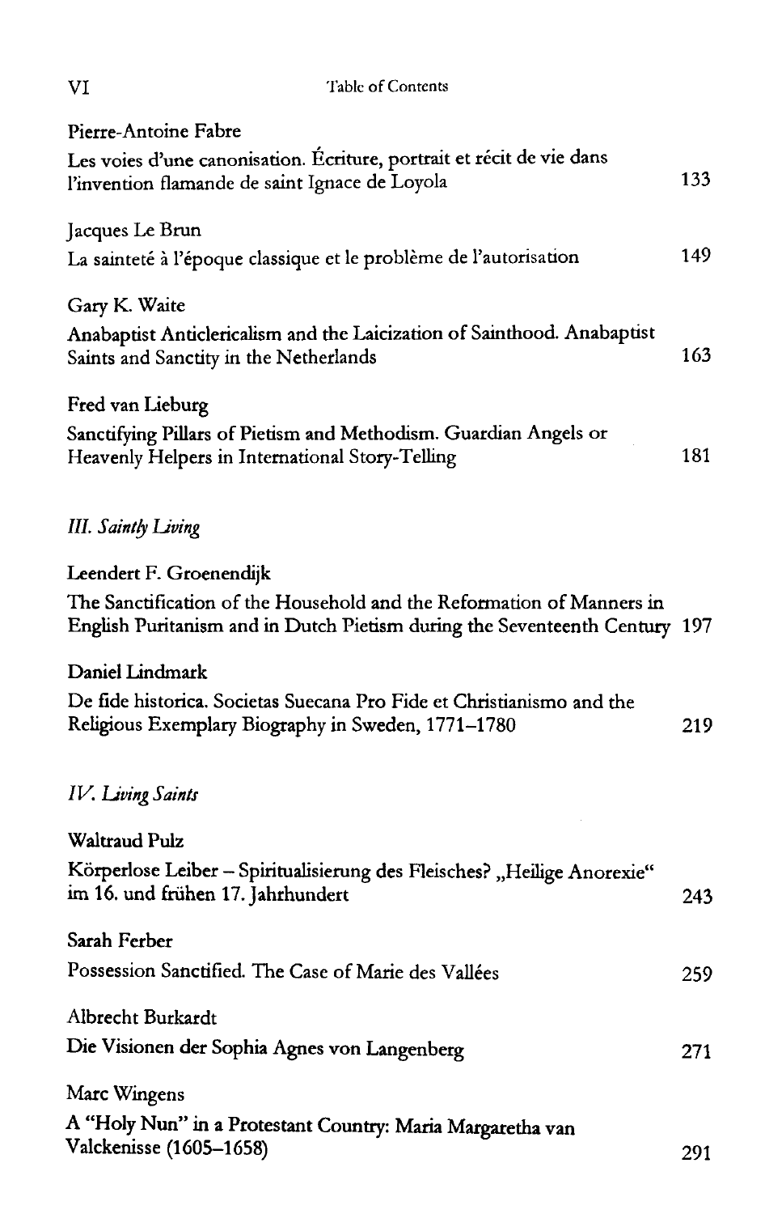Pierre-Antoine Fabre

Les voies d'une canonisation. Écriture, portrait et récit de vie dans l'invention flamande de saint Ignace de Loyola 133

Jacques Le Brun

La sainteté à l'époque classique et le problème de l'autorisation 149

Gary K. Waite

Anabaptist Anticlericalism and the Laicization of Sainthood. Anabaptist Saints and Sanctity in the Netherlands 163

Fred van Lieburg

Sanctifying Pillars of Pietism and Methodism. Guardian Angels or Heavenly Helpers in International Story-Telling 181

## *III. Saintly Living*

Leendert F. Groenendijk

The Sanctification of the Household and the Reformation of Manners in English Puritanism and in Dutch Pietism during the Seventeenth Century 197

Daniel Lindmark

De fide historica. Societas Suecana Pro Fide et Christianismo and the Religious Exemplary Biography in Sweden, 1771–1780 219

## *IV. Living Saints*

Waltraud Pulz

Körperlose Leiber – Spiritualisierung des Fleisches? „Heilige Anorexie" im 16. und frühen 17. Jahrhundert 243

Sarah Ferber

Possession Sanctified. The Case of Marie des Vallées 259

Albrecht Burkardt

Die Visionen der Sophia Agnes von Langenberg 271

Marc Wingens

A "Holy Nun" in a Protestant Country: Maria Margaretha van Valckenisse (1605–1658) 291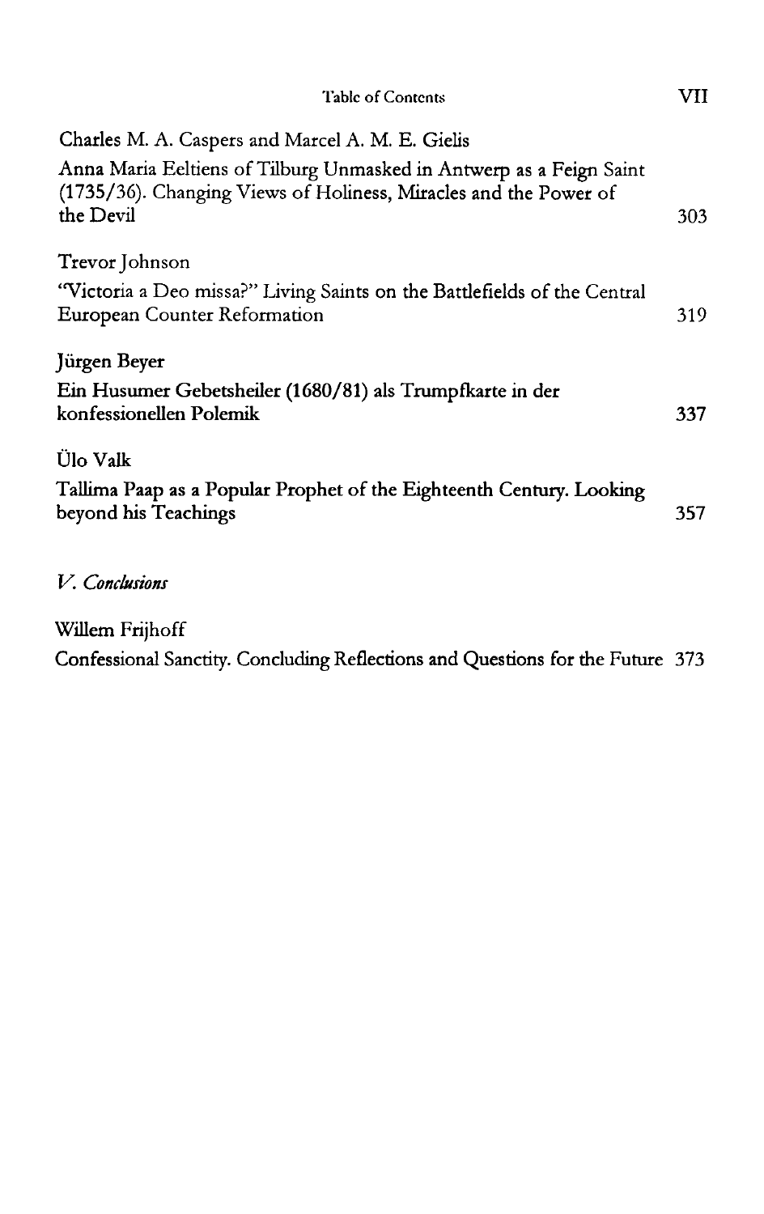Charles M. A. Caspers and Marcel A. M. E. Gielis

Anna Maria Eeltiens of Tilburg Unmasked in Antwerp as a Feign Saint (1735/36). Changing Views of Holiness, Miracles and the Power of the Devil 303

Trevor Johnson

"Victoria a Deo missa?" Living Saints on the Battlefields of the Central European Counter Reformation 319

Jürgen Beyer

Ein Husumer Gebetsheiler (1680/81) als Trumpfkarte in der konfessionellen Polemik 337

Ülo Valk

Tallima Paap as a Popular Prophet of the Eighteenth Century. Looking beyond his Teachings 357

*V. Conclusions*

Willem Frijhoff

Confessional Sanctity. Concluding Reflections and Questions for the Future 373